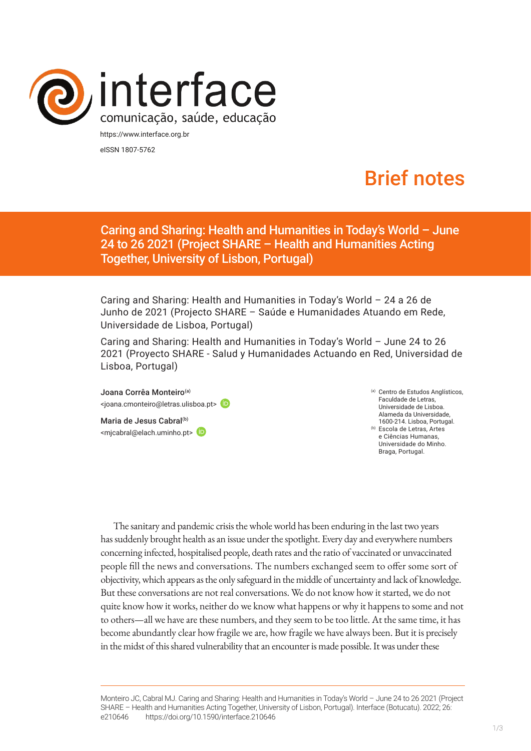interface
comunicação, saúde, educação

https://www.interface.org.br
eISSN 1807-5762

Brief notes

# Caring and Sharing: Health and Humanities in Today's World – June 24 to 26 2021 (Project SHARE – Health and Humanities Acting Together, University of Lisbon, Portugal)

Caring and Sharing: Health and Humanities in Today's World – 24 a 26 de Junho de 2021 (Projecto SHARE – Saúde e Humanidades Atuando em Rede, Universidade de Lisboa, Portugal)

Caring and Sharing: Health and Humanities in Today's World – June 24 to 26 2021 (Proyecto SHARE - Salud y Humanidades Actuando en Red, Universidad de Lisboa, Portugal)

**Joana Corrêa Monteiro**[a]
<joana.cmonteiro@letras.ulisboa.pt>

**Maria de Jesus Cabral**[b]
<mjcabral@elach.uminho.pt>

[a] Centro de Estudos Anglísticos, Faculdade de Letras, Universidade de Lisboa. Alameda da Universidade, 1600-214. Lisboa, Portugal.

[b] Escola de Letras, Artes e Ciências Humanas, Universidade do Minho. Braga, Portugal.

The sanitary and pandemic crisis the whole world has been enduring in the last two years has suddenly brought health as an issue under the spotlight. Every day and everywhere numbers concerning infected, hospitalised people, death rates and the ratio of vaccinated or unvaccinated people fill the news and conversations. The numbers exchanged seem to offer some sort of objectivity, which appears as the only safeguard in the middle of uncertainty and lack of knowledge. But these conversations are not real conversations. We do not know how it started, we do not quite know how it works, neither do we know what happens or why it happens to some and not to others—all we have are these numbers, and they seem to be too little. At the same time, it has become abundantly clear how fragile we are, how fragile we have always been. But it is precisely in the midst of this shared vulnerability that an encounter is made possible. It was under these

Monteiro JC, Cabral MJ. Caring and Sharing: Health and Humanities in Today's World – June 24 to 26 2021 (Project SHARE – Health and Humanities Acting Together, University of Lisbon, Portugal). Interface (Botucatu). 2022; 26: e210646 https://doi.org/10.1590/interface.210646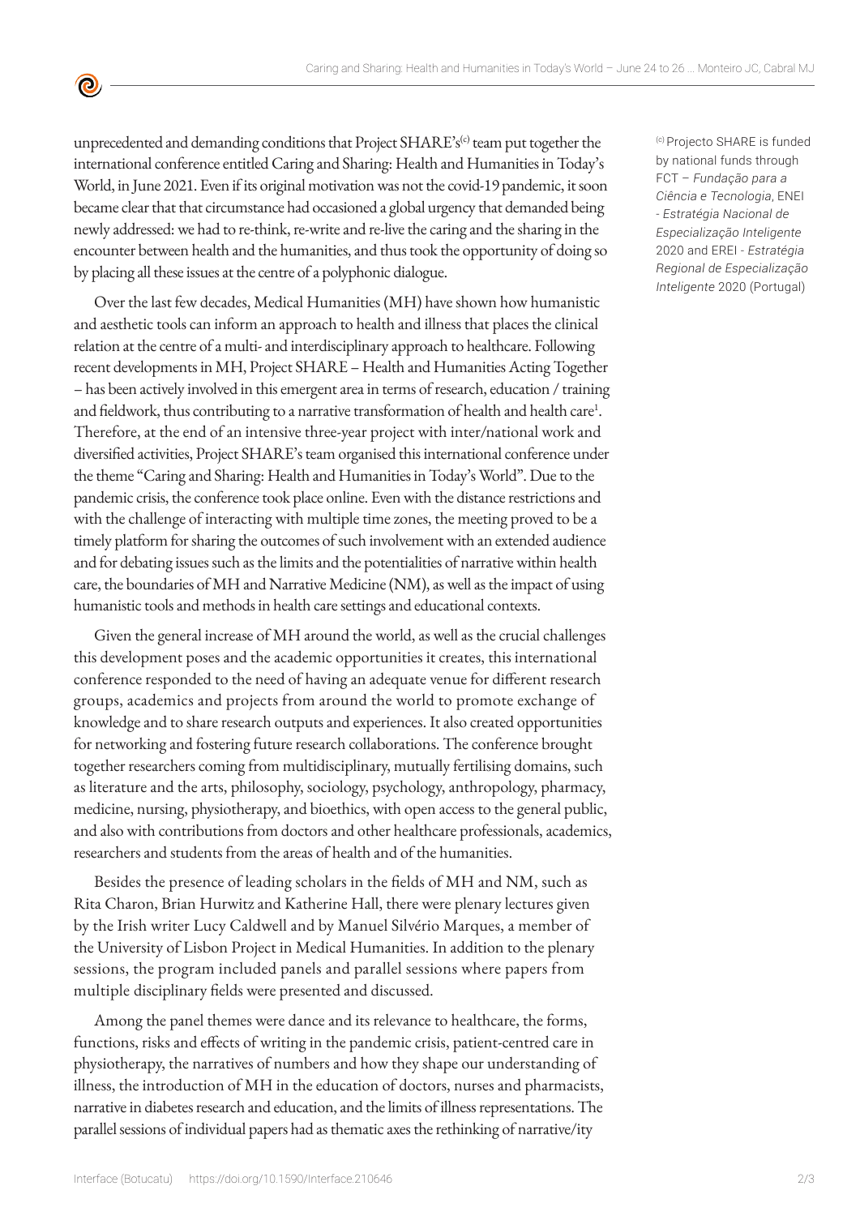unprecedented and demanding conditions that Project SHARE's[c] team put together the international conference entitled Caring and Sharing: Health and Humanities in Today's World, in June 2021. Even if its original motivation was not the covid-19 pandemic, it soon became clear that that circumstance had occasioned a global urgency that demanded being newly addressed: we had to re-think, re-write and re-live the caring and the sharing in the encounter between health and the humanities, and thus took the opportunity of doing so by placing all these issues at the centre of a polyphonic dialogue.

Over the last few decades, Medical Humanities (MH) have shown how humanistic and aesthetic tools can inform an approach to health and illness that places the clinical relation at the centre of a multi- and interdisciplinary approach to healthcare. Following recent developments in MH, Project SHARE – Health and Humanities Acting Together – has been actively involved in this emergent area in terms of research, education / training and fieldwork, thus contributing to a narrative transformation of health and health care[1]. Therefore, at the end of an intensive three-year project with inter/national work and diversified activities, Project SHARE's team organised this international conference under the theme "Caring and Sharing: Health and Humanities in Today's World". Due to the pandemic crisis, the conference took place online. Even with the distance restrictions and with the challenge of interacting with multiple time zones, the meeting proved to be a timely platform for sharing the outcomes of such involvement with an extended audience and for debating issues such as the limits and the potentialities of narrative within health care, the boundaries of MH and Narrative Medicine (NM), as well as the impact of using humanistic tools and methods in health care settings and educational contexts.

Given the general increase of MH around the world, as well as the crucial challenges this development poses and the academic opportunities it creates, this international conference responded to the need of having an adequate venue for different research groups, academics and projects from around the world to promote exchange of knowledge and to share research outputs and experiences. It also created opportunities for networking and fostering future research collaborations. The conference brought together researchers coming from multidisciplinary, mutually fertilising domains, such as literature and the arts, philosophy, sociology, psychology, anthropology, pharmacy, medicine, nursing, physiotherapy, and bioethics, with open access to the general public, and also with contributions from doctors and other healthcare professionals, academics, researchers and students from the areas of health and of the humanities.

Besides the presence of leading scholars in the fields of MH and NM, such as Rita Charon, Brian Hurwitz and Katherine Hall, there were plenary lectures given by the Irish writer Lucy Caldwell and by Manuel Silvério Marques, a member of the University of Lisbon Project in Medical Humanities. In addition to the plenary sessions, the program included panels and parallel sessions where papers from multiple disciplinary fields were presented and discussed.

Among the panel themes were dance and its relevance to healthcare, the forms, functions, risks and effects of writing in the pandemic crisis, patient-centred care in physiotherapy, the narratives of numbers and how they shape our understanding of illness, the introduction of MH in the education of doctors, nurses and pharmacists, narrative in diabetes research and education, and the limits of illness representations. The parallel sessions of individual papers had as thematic axes the rethinking of narrative/ity

[c] Projecto SHARE is funded by national funds through FCT – *Fundação para a Ciência e Tecnologia*, ENEI - *Estratégia Nacional de Especialização Inteligente* 2020 and EREI - *Estratégia Regional de Especialização Inteligente* 2020 (Portugal)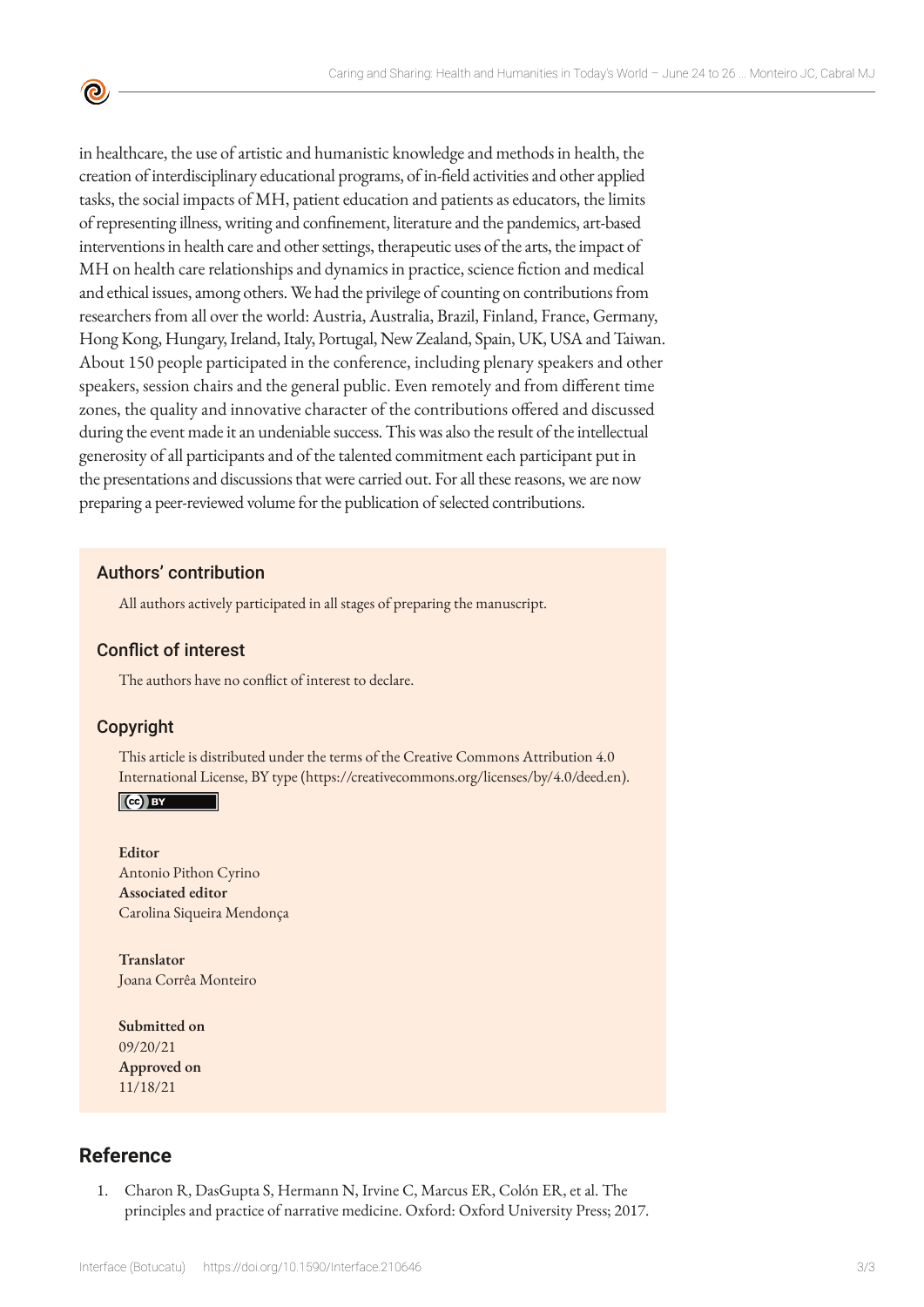in healthcare, the use of artistic and humanistic knowledge and methods in health, the creation of interdisciplinary educational programs, of in-field activities and other applied tasks, the social impacts of MH, patient education and patients as educators, the limits of representing illness, writing and confinement, literature and the pandemics, art-based interventions in health care and other settings, therapeutic uses of the arts, the impact of MH on health care relationships and dynamics in practice, science fiction and medical and ethical issues, among others. We had the privilege of counting on contributions from researchers from all over the world: Austria, Australia, Brazil, Finland, France, Germany, Hong Kong, Hungary, Ireland, Italy, Portugal, New Zealand, Spain, UK, USA and Taiwan. About 150 people participated in the conference, including plenary speakers and other speakers, session chairs and the general public. Even remotely and from different time zones, the quality and innovative character of the contributions offered and discussed during the event made it an undeniable success. This was also the result of the intellectual generosity of all participants and of the talented commitment each participant put in the presentations and discussions that were carried out. For all these reasons, we are now preparing a peer-reviewed volume for the publication of selected contributions.

## Authors' contribution

All authors actively participated in all stages of preparing the manuscript.

## Conflict of interest

The authors have no conflict of interest to declare.

## Copyright

This article is distributed under the terms of the Creative Commons Attribution 4.0 International License, BY type (https://creativecommons.org/licenses/by/4.0/deed.en).

**Editor**
Antonio Pithon Cyrino
**Associated editor**
Carolina Siqueira Mendonça

**Translator**
Joana Corrêa Monteiro

**Submitted on**
09/20/21
**Approved on**
11/18/21

## Reference

1. Charon R, DasGupta S, Hermann N, Irvine C, Marcus ER, Colón ER, et al. The principles and practice of narrative medicine. Oxford: Oxford University Press; 2017.